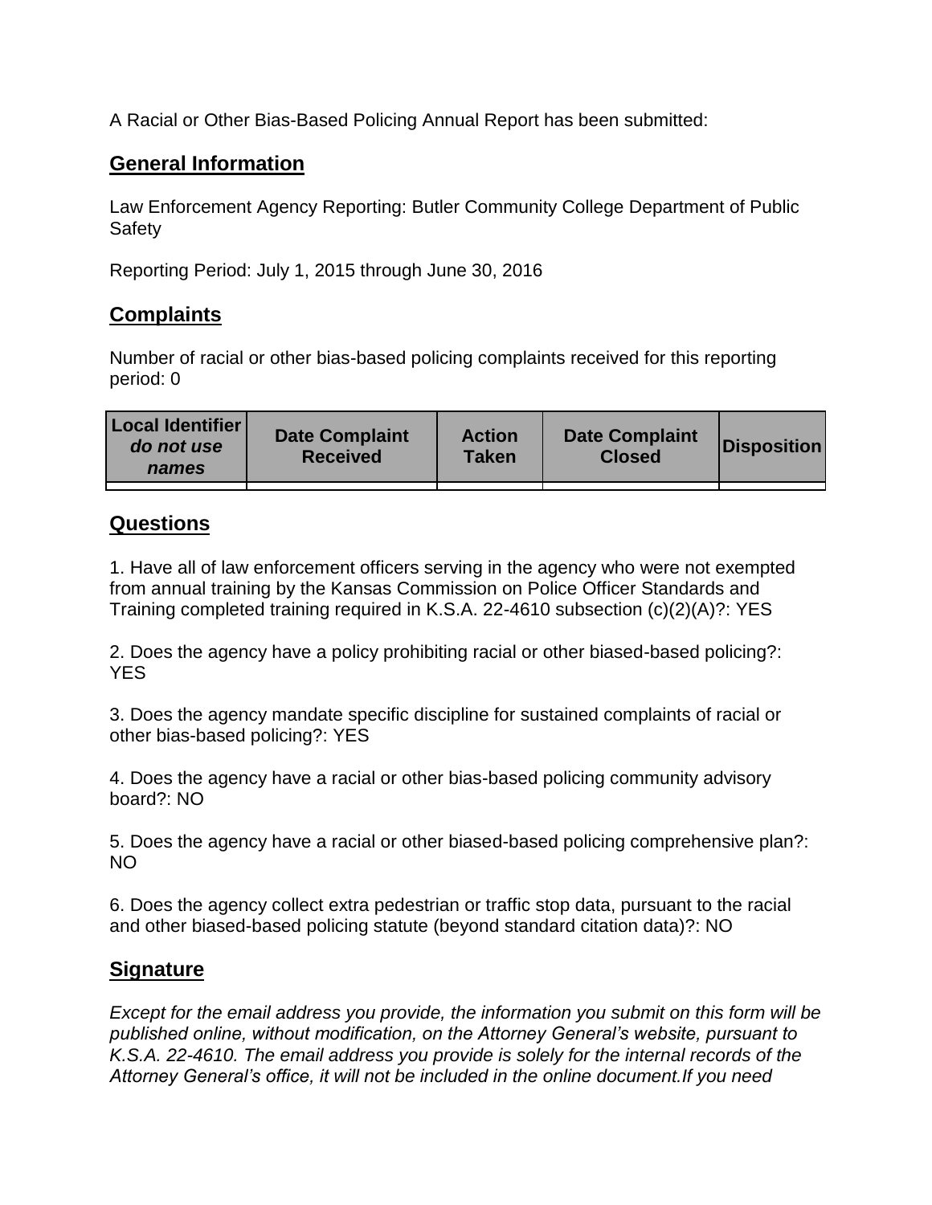A Racial or Other Bias-Based Policing Annual Report has been submitted:

## General Information

Law Enforcement Agency Reporting: Butler Community College Department of Public Safety

Reporting Period: July 1, 2015 through June 30, 2016

## Complaints

Number of racial or other bias-based policing complaints received for this reporting period: 0

| **Local Identifier** ***do not use names*** | **Date Complaint Received** | **Action Taken** | **Date Complaint Closed** | **Disposition** |
|---|---|---|---|---|
| | | | | |

## Questions

1. Have all of law enforcement officers serving in the agency who were not exempted from annual training by the Kansas Commission on Police Officer Standards and Training completed training required in K.S.A. 22-4610 subsection (c)(2)(A)?: YES

2. Does the agency have a policy prohibiting racial or other biased-based policing?: YES

3. Does the agency mandate specific discipline for sustained complaints of racial or other bias-based policing?: YES

4. Does the agency have a racial or other bias-based policing community advisory board?: NO

5. Does the agency have a racial or other biased-based policing comprehensive plan?: NO

6. Does the agency collect extra pedestrian or traffic stop data, pursuant to the racial and other biased-based policing statute (beyond standard citation data)?: NO

## Signature

*Except for the email address you provide, the information you submit on this form will be published online, without modification, on the Attorney General's website, pursuant to K.S.A. 22-4610. The email address you provide is solely for the internal records of the Attorney General's office, it will not be included in the online document.If you need*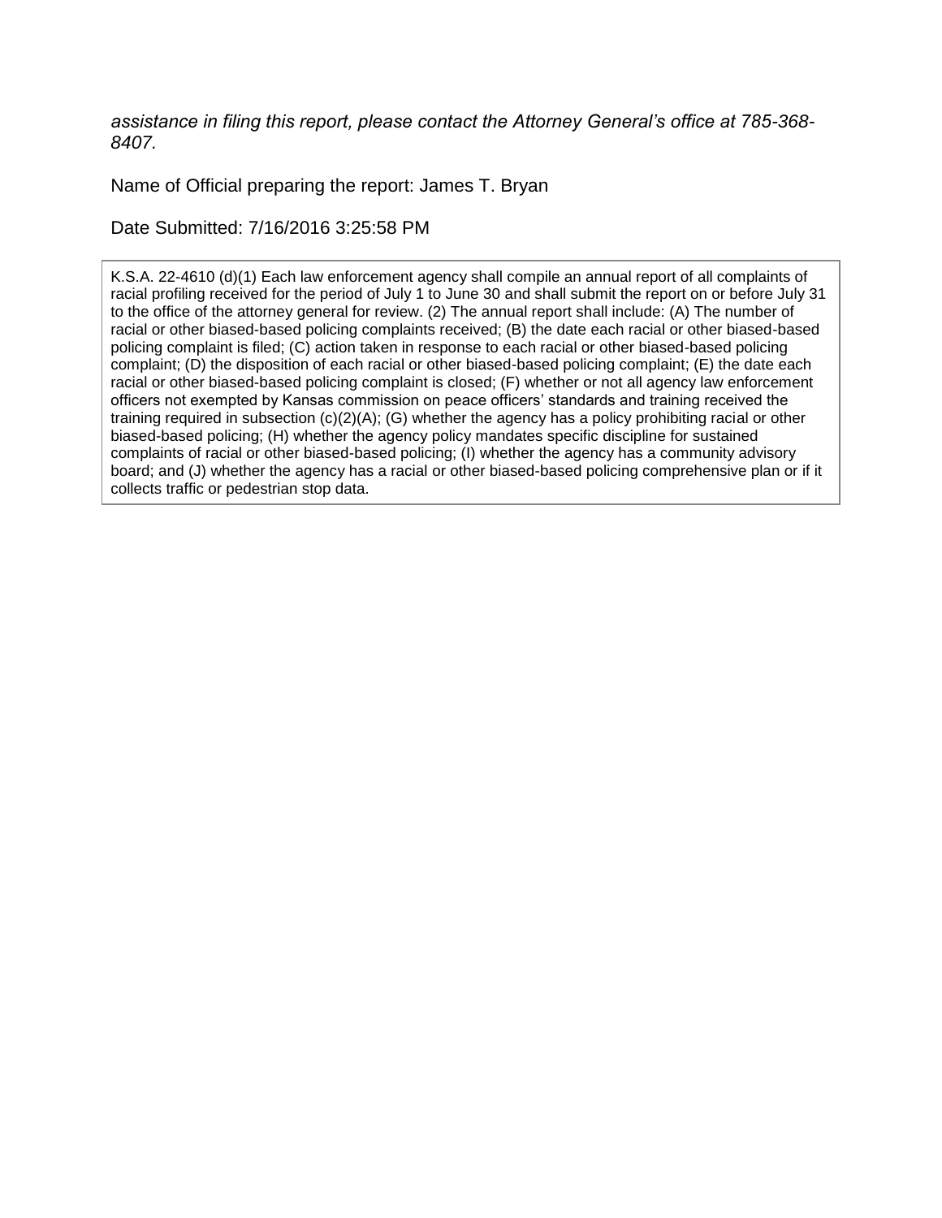*assistance in filing this report, please contact the Attorney General's office at 785-368-8407.*

Name of Official preparing the report: James T. Bryan

Date Submitted: 7/16/2016 3:25:58 PM

K.S.A. 22-4610 (d)(1) Each law enforcement agency shall compile an annual report of all complaints of racial profiling received for the period of July 1 to June 30 and shall submit the report on or before July 31 to the office of the attorney general for review. (2) The annual report shall include: (A) The number of racial or other biased-based policing complaints received; (B) the date each racial or other biased-based policing complaint is filed; (C) action taken in response to each racial or other biased-based policing complaint; (D) the disposition of each racial or other biased-based policing complaint; (E) the date each racial or other biased-based policing complaint is closed; (F) whether or not all agency law enforcement officers not exempted by Kansas commission on peace officers' standards and training received the training required in subsection (c)(2)(A); (G) whether the agency has a policy prohibiting racial or other biased-based policing; (H) whether the agency policy mandates specific discipline for sustained complaints of racial or other biased-based policing; (I) whether the agency has a community advisory board; and (J) whether the agency has a racial or other biased-based policing comprehensive plan or if it collects traffic or pedestrian stop data.